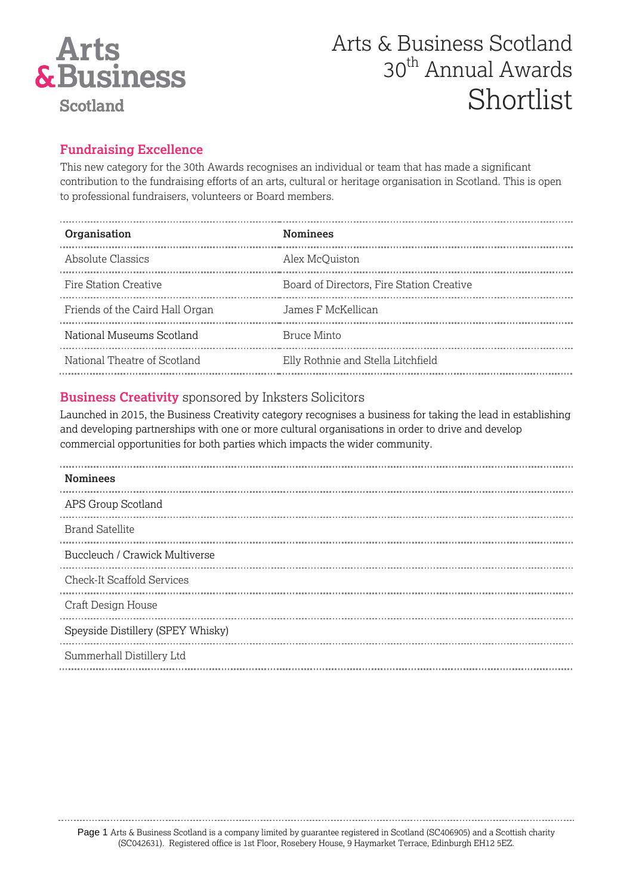Arts & Business Scotland

# Arts & Business Scotland 30th Annual Awards Shortlist

## Fundraising Excellence

This new category for the 30th Awards recognises an individual or team that has made a significant contribution to the fundraising efforts of an arts, cultural or heritage organisation in Scotland. This is open to professional fundraisers, volunteers or Board members.

| Organisation | Nominees |
|---|---|
| Absolute Classics | Alex McQuiston |
| Fire Station Creative | Board of Directors, Fire Station Creative |
| Friends of the Caird Hall Organ | James F McKellican |
| National Museums Scotland | Bruce Minto |
| National Theatre of Scotland | Elly Rothnie and Stella Litchfield |

## Business Creativity sponsored by Inksters Solicitors

Launched in 2015, the Business Creativity category recognises a business for taking the lead in establishing and developing partnerships with one or more cultural organisations in order to drive and develop commercial opportunities for both parties which impacts the wider community.

| Nominees |
|---|
| APS Group Scotland |
| Brand Satellite |
| Buccleuch / Crawick Multiverse |
| Check-It Scaffold Services |
| Craft Design House |
| Speyside Distillery (SPEY Whisky) |
| Summerhall Distillery Ltd |

Arts & Business Scotland is a company limited by guarantee registered in Scotland (SC406905) and a Scottish charity (SC042631). Registered office is 1st Floor, Rosebery House, 9 Haymarket Terrace, Edinburgh EH12 5EZ.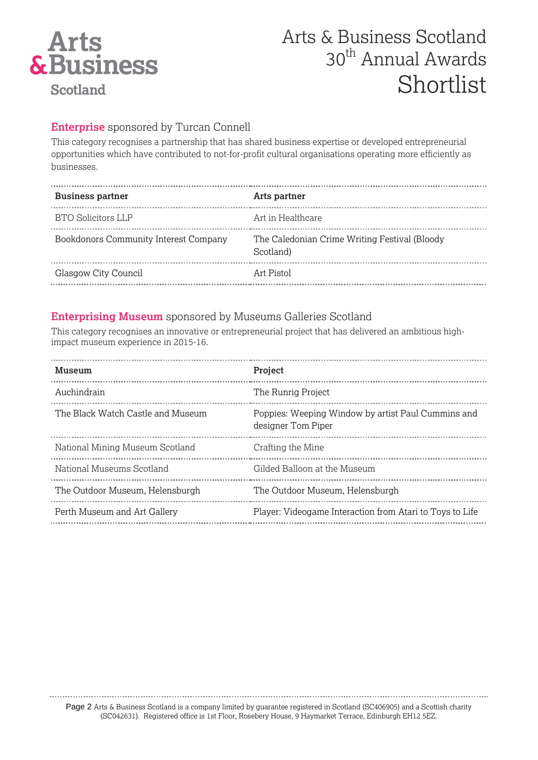# Arts & Business Scotland 30th Annual Awards Shortlist

## **Enterprise** sponsored by Turcan Connell

This category recognises a partnership that has shared business expertise or developed entrepreneurial opportunities which have contributed to not-for-profit cultural organisations operating more efficiently as businesses.

| Business partner | Arts partner |
|---|---|
| BTO Solicitors LLP | Art in Healthcare |
| Bookdonors Community Interest Company | The Caledonian Crime Writing Festival (Bloody Scotland) |
| Glasgow City Council | Art Pistol |

## **Enterprising Museum** sponsored by Museums Galleries Scotland

This category recognises an innovative or entrepreneurial project that has delivered an ambitious high-impact museum experience in 2015-16.

| Museum | Project |
|---|---|
| Auchindrain | The Runrig Project |
| The Black Watch Castle and Museum | Poppies: Weeping Window by artist Paul Cummins and designer Tom Piper |
| National Mining Museum Scotland | Crafting the Mine |
| National Museums Scotland | Gilded Balloon at the Museum |
| The Outdoor Museum, Helensburgh | The Outdoor Museum, Helensburgh |
| Perth Museum and Art Gallery | Player: Videogame Interaction from Atari to Toys to Life |

Arts & Business Scotland is a company limited by guarantee registered in Scotland (SC406905) and a Scottish charity (SC042631). Registered office is 1st Floor, Rosebery House, 9 Haymarket Terrace, Edinburgh EH12 5EZ.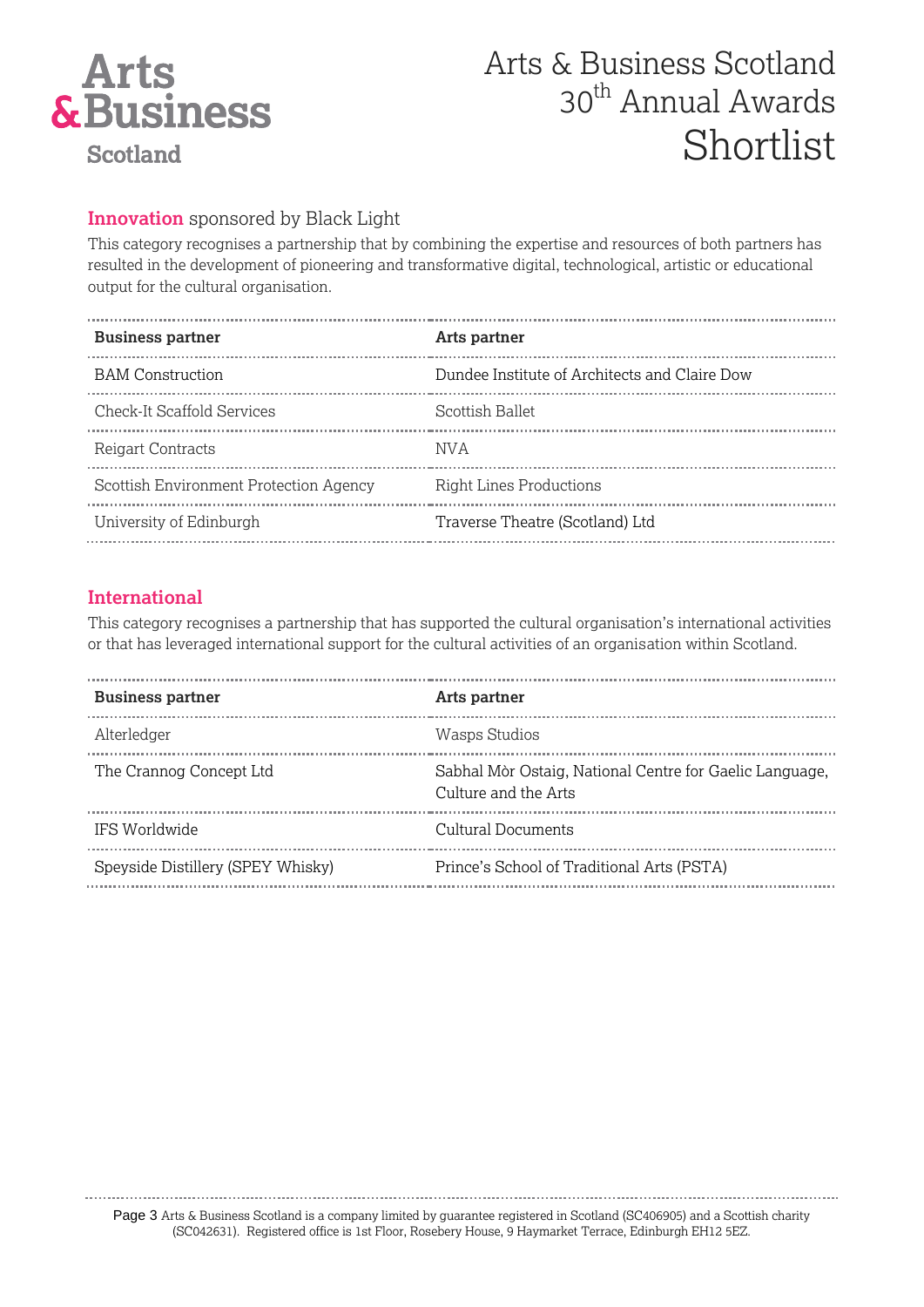# Arts & Business Scotland 30th Annual Awards Shortlist

## Innovation sponsored by Black Light

This category recognises a partnership that by combining the expertise and resources of both partners has resulted in the development of pioneering and transformative digital, technological, artistic or educational output for the cultural organisation.

| Business partner | Arts partner |
| --- | --- |
| BAM Construction | Dundee Institute of Architects and Claire Dow |
| Check-It Scaffold Services | Scottish Ballet |
| Reigart Contracts | NVA |
| Scottish Environment Protection Agency | Right Lines Productions |
| University of Edinburgh | Traverse Theatre (Scotland) Ltd |

## International

This category recognises a partnership that has supported the cultural organisation's international activities or that has leveraged international support for the cultural activities of an organisation within Scotland.

| Business partner | Arts partner |
| --- | --- |
| Alterledger | Wasps Studios |
| The Crannog Concept Ltd | Sabhal Mòr Ostaig, National Centre for Gaelic Language, Culture and the Arts |
| IFS Worldwide | Cultural Documents |
| Speyside Distillery (SPEY Whisky) | Prince's School of Traditional Arts (PSTA) |

Arts & Business Scotland is a company limited by guarantee registered in Scotland (SC406905) and a Scottish charity (SC042631). Registered office is 1st Floor, Rosebery House, 9 Haymarket Terrace, Edinburgh EH12 5EZ.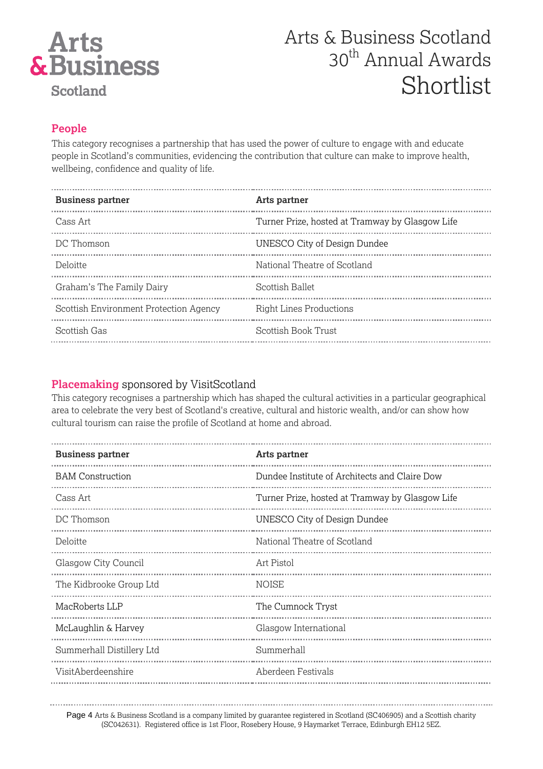# Arts & Business Scotland 30th Annual Awards Shortlist

## People

This category recognises a partnership that has used the power of culture to engage with and educate people in Scotland's communities, evidencing the contribution that culture can make to improve health, wellbeing, confidence and quality of life.

| Business partner | Arts partner |
|---|---|
| Cass Art | Turner Prize, hosted at Tramway by Glasgow Life |
| DC Thomson | UNESCO City of Design Dundee |
| Deloitte | National Theatre of Scotland |
| Graham's The Family Dairy | Scottish Ballet |
| Scottish Environment Protection Agency | Right Lines Productions |
| Scottish Gas | Scottish Book Trust |

## Placemaking sponsored by VisitScotland

This category recognises a partnership which has shaped the cultural activities in a particular geographical area to celebrate the very best of Scotland's creative, cultural and historic wealth, and/or can show how cultural tourism can raise the profile of Scotland at home and abroad.

| Business partner | Arts partner |
|---|---|
| BAM Construction | Dundee Institute of Architects and Claire Dow |
| Cass Art | Turner Prize, hosted at Tramway by Glasgow Life |
| DC Thomson | UNESCO City of Design Dundee |
| Deloitte | National Theatre of Scotland |
| Glasgow City Council | Art Pistol |
| The Kidbrooke Group Ltd | NOISE |
| MacRoberts LLP | The Cumnock Tryst |
| McLaughlin & Harvey | Glasgow International |
| Summerhall Distillery Ltd | Summerhall |
| VisitAberdeenshire | Aberdeen Festivals |

Arts & Business Scotland is a company limited by guarantee registered in Scotland (SC406905) and a Scottish charity (SC042631). Registered office is 1st Floor, Rosebery House, 9 Haymarket Terrace, Edinburgh EH12 5EZ.